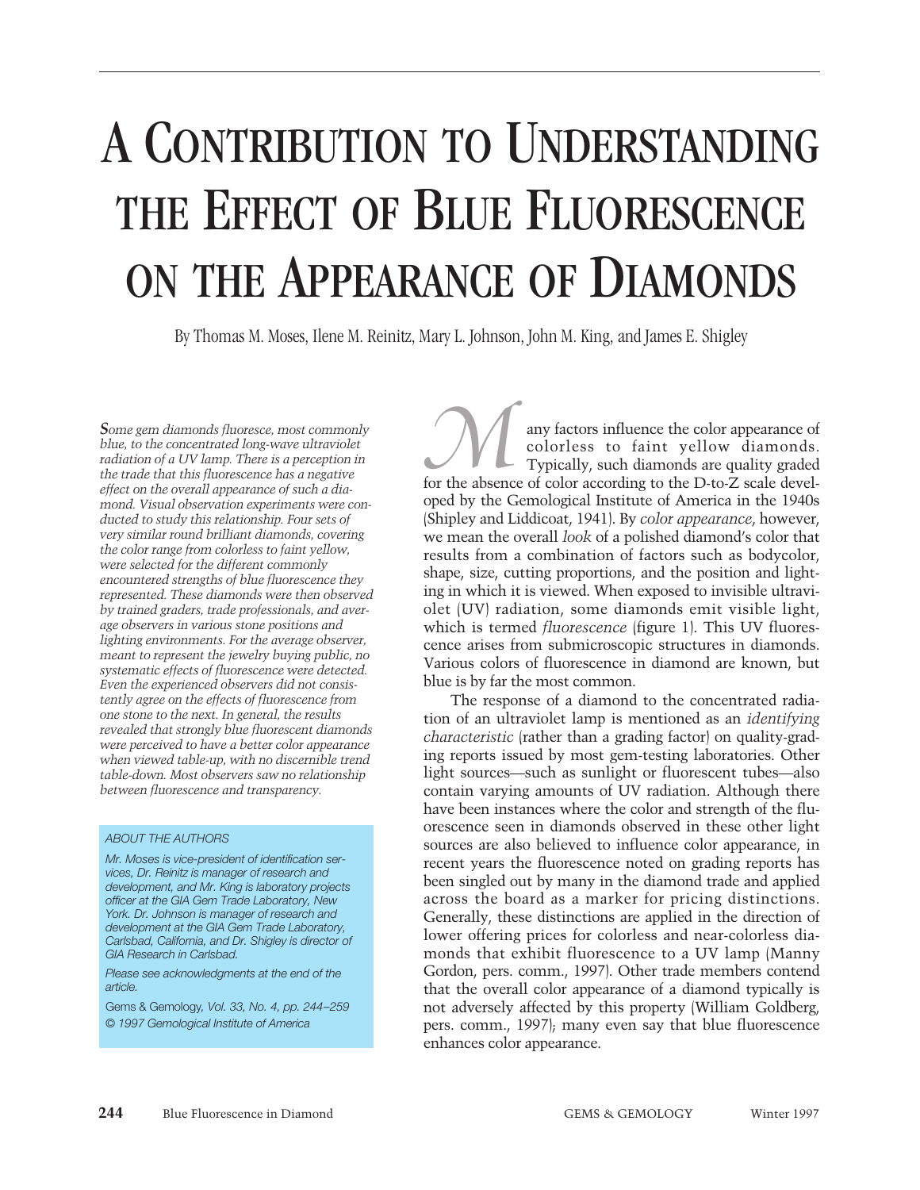# A Contribution to Understanding the Effect of Blue Fluorescence on the Appearance of Diamonds

By Thomas M. Moses, Ilene M. Reinitz, Mary L. Johnson, John M. King, and James E. Shigley

*Some gem diamonds fluoresce, most commonly blue, to the concentrated long-wave ultraviolet radiation of a UV lamp. There is a perception in the trade that this fluorescence has a negative effect on the overall appearance of such a diamond. Visual observation experiments were conducted to study this relationship. Four sets of very similar round brilliant diamonds, covering the color range from colorless to faint yellow, were selected for the different commonly encountered strengths of blue fluorescence they represented. These diamonds were then observed by trained graders, trade professionals, and average observers in various stone positions and lighting environments. For the average observer, meant to represent the jewelry buying public, no systematic effects of fluorescence were detected. Even the experienced observers did not consistently agree on the effects of fluorescence from one stone to the next. In general, the results revealed that strongly blue fluorescent diamonds were perceived to have a better color appearance when viewed table-up, with no discernible trend table-down. Most observers saw no relationship between fluorescence and transparency.*

*ABOUT THE AUTHORS*

*Mr. Moses is vice-president of identification services, Dr. Reinitz is manager of research and development, and Mr. King is laboratory projects officer at the GIA Gem Trade Laboratory, New York. Dr. Johnson is manager of research and development at the GIA Gem Trade Laboratory, Carlsbad, California, and Dr. Shigley is director of GIA Research in Carlsbad.*

*Please see acknowledgments at the end of the article.*

Gems & Gemology, *Vol. 33, No. 4, pp. 244–259*
*© 1997 Gemological Institute of America*

Many factors influence the color appearance of colorless to faint yellow diamonds. Typically, such diamonds are quality graded for the absence of color according to the D-to-Z scale developed by the Gemological Institute of America in the 1940s (Shipley and Liddicoat, 1941). By *color appearance*, however, we mean the overall *look* of a polished diamond's color that results from a combination of factors such as bodycolor, shape, size, cutting proportions, and the position and lighting in which it is viewed. When exposed to invisible ultraviolet (UV) radiation, some diamonds emit visible light, which is termed *fluorescence* (figure 1). This UV fluorescence arises from submicroscopic structures in diamonds. Various colors of fluorescence in diamond are known, but blue is by far the most common.

The response of a diamond to the concentrated radiation of an ultraviolet lamp is mentioned as an *identifying characteristic* (rather than a grading factor) on quality-grading reports issued by most gem-testing laboratories. Other light sources—such as sunlight or fluorescent tubes—also contain varying amounts of UV radiation. Although there have been instances where the color and strength of the fluorescence seen in diamonds observed in these other light sources are also believed to influence color appearance, in recent years the fluorescence noted on grading reports has been singled out by many in the diamond trade and applied across the board as a marker for pricing distinctions. Generally, these distinctions are applied in the direction of lower offering prices for colorless and near-colorless diamonds that exhibit fluorescence to a UV lamp (Manny Gordon, pers. comm., 1997). Other trade members contend that the overall color appearance of a diamond typically is not adversely affected by this property (William Goldberg, pers. comm., 1997); many even say that blue fluorescence enhances color appearance.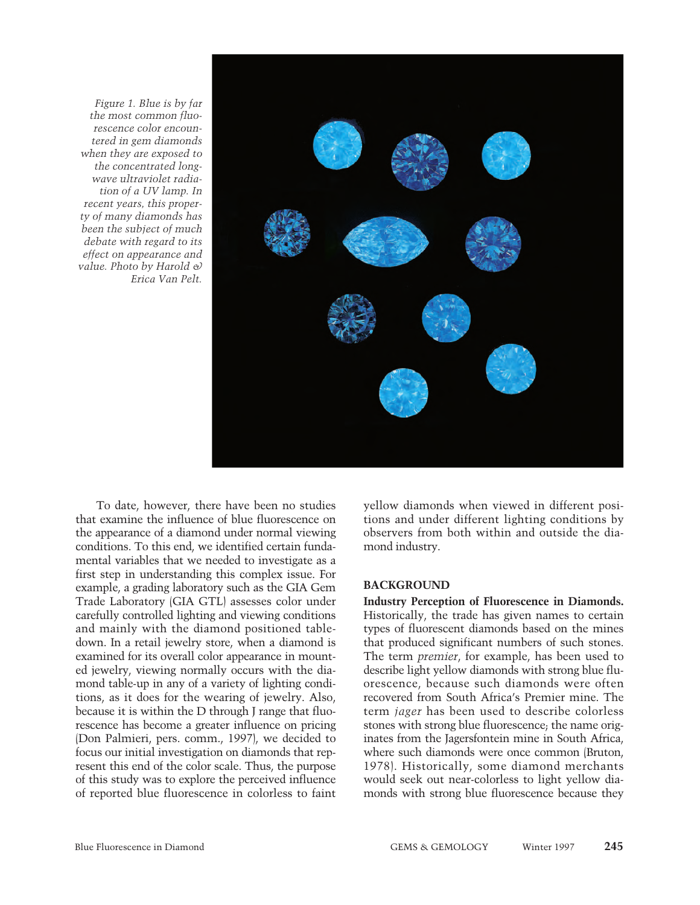Figure 1. Blue is by far the most common fluorescence color encountered in gem diamonds when they are exposed to the concentrated long-wave ultraviolet radiation of a UV lamp. In recent years, this property of many diamonds has been the subject of much debate with regard to its effect on appearance and value. Photo by Harold & Erica Van Pelt.

To date, however, there have been no studies that examine the influence of blue fluorescence on the appearance of a diamond under normal viewing conditions. To this end, we identified certain fundamental variables that we needed to investigate as a first step in understanding this complex issue. For example, a grading laboratory such as the GIA Gem Trade Laboratory (GIA GTL) assesses color under carefully controlled lighting and viewing conditions and mainly with the diamond positioned table-down. In a retail jewelry store, when a diamond is examined for its overall color appearance in mounted jewelry, viewing normally occurs with the diamond table-up in any of a variety of lighting conditions, as it does for the wearing of jewelry. Also, because it is within the D through J range that fluorescence has become a greater influence on pricing (Don Palmieri, pers. comm., 1997), we decided to focus our initial investigation on diamonds that represent this end of the color scale. Thus, the purpose of this study was to explore the perceived influence of reported blue fluorescence in colorless to faint yellow diamonds when viewed in different positions and under different lighting conditions by observers from both within and outside the diamond industry.

## BACKGROUND

**Industry Perception of Fluorescence in Diamonds.** Historically, the trade has given names to certain types of fluorescent diamonds based on the mines that produced significant numbers of such stones. The term *premier*, for example, has been used to describe light yellow diamonds with strong blue fluorescence, because such diamonds were often recovered from South Africa's Premier mine. The term *jager* has been used to describe colorless stones with strong blue fluorescence; the name originates from the Jagersfontein mine in South Africa, where such diamonds were once common (Bruton, 1978). Historically, some diamond merchants would seek out near-colorless to light yellow diamonds with strong blue fluorescence because they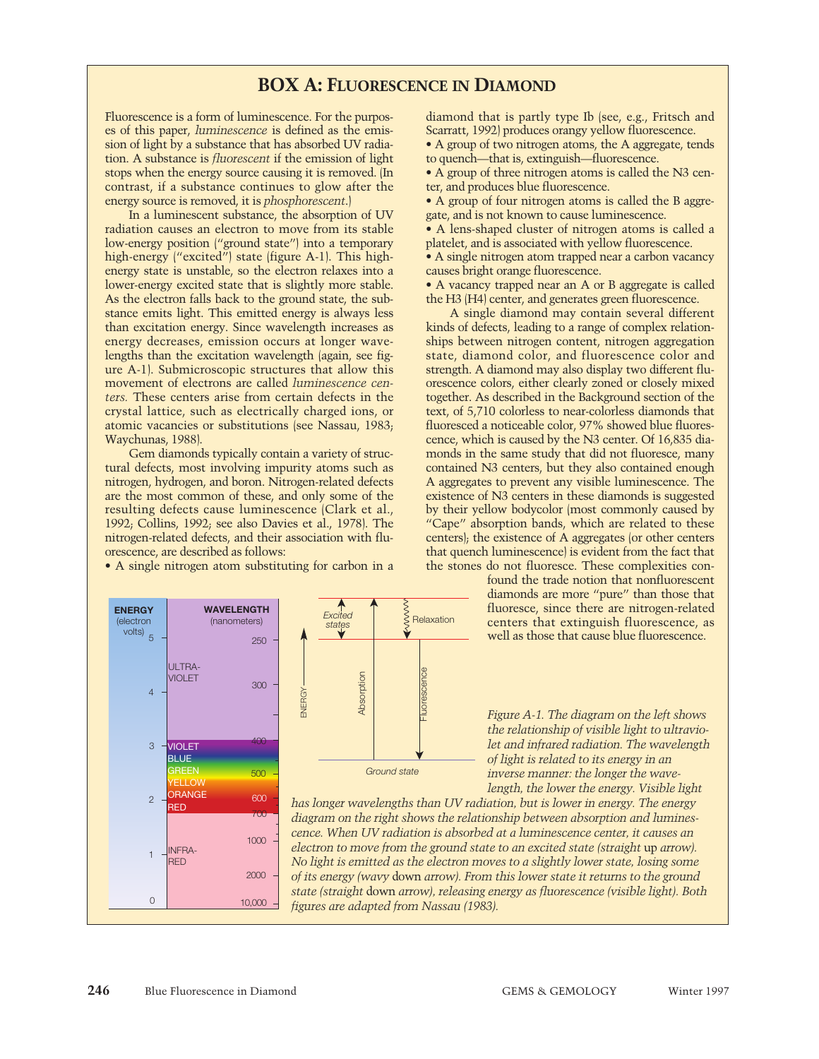## BOX A: FLUORESCENCE IN DIAMOND

Fluorescence is a form of luminescence. For the purposes of this paper, *luminescence* is defined as the emission of light by a substance that has absorbed UV radiation. A substance is *fluorescent* if the emission of light stops when the energy source causing it is removed. (In contrast, if a substance continues to glow after the energy source is removed, it is *phosphorescent*.)

In a luminescent substance, the absorption of UV radiation causes an electron to move from its stable low-energy position ("ground state") into a temporary high-energy ("excited") state (figure A-1). This high-energy state is unstable, so the electron relaxes into a lower-energy excited state that is slightly more stable. As the electron falls back to the ground state, the substance emits light. This emitted energy is always less than excitation energy. Since wavelength increases as energy decreases, emission occurs at longer wavelengths than the excitation wavelength (again, see figure A-1). Submicroscopic structures that allow this movement of electrons are called *luminescence centers.* These centers arise from certain defects in the crystal lattice, such as electrically charged ions, or atomic vacancies or substitutions (see Nassau, 1983; Waychunas, 1988).

Gem diamonds typically contain a variety of structural defects, most involving impurity atoms such as nitrogen, hydrogen, and boron. Nitrogen-related defects are the most common of these, and only some of the resulting defects cause luminescence (Clark et al., 1992; Collins, 1992; see also Davies et al., 1978). The nitrogen-related defects, and their association with fluorescence, are described as follows:

- A single nitrogen atom substituting for carbon in a diamond that is partly type Ib (see, e.g., Fritsch and Scarratt, 1992) produces orangy yellow fluorescence.
- A group of two nitrogen atoms, the A aggregate, tends to quench—that is, extinguish—fluorescence.
- A group of three nitrogen atoms is called the N3 center, and produces blue fluorescence.
- A group of four nitrogen atoms is called the B aggregate, and is not known to cause luminescence.
- A lens-shaped cluster of nitrogen atoms is called a platelet, and is associated with yellow fluorescence.
- A single nitrogen atom trapped near a carbon vacancy causes bright orange fluorescence.
- A vacancy trapped near an A or B aggregate is called the H3 (H4) center, and generates green fluorescence.

A single diamond may contain several different kinds of defects, leading to a range of complex relationships between nitrogen content, nitrogen aggregation state, diamond color, and fluorescence color and strength. A diamond may also display two different fluorescence colors, either clearly zoned or closely mixed together. As described in the Background section of the text, of 5,710 colorless to near-colorless diamonds that fluoresced a noticeable color, 97% showed blue fluorescence, which is caused by the N3 center. Of 16,835 diamonds in the same study that did not fluoresce, many contained N3 centers, but they also contained enough A aggregates to prevent any visible luminescence. The existence of N3 centers in these diamonds is suggested by their yellow bodycolor (most commonly caused by "Cape" absorption bands, which are related to these centers); the existence of A aggregates (or other centers that quench luminescence) is evident from the fact that the stones do not fluoresce. These complexities confound the trade notion that nonfluorescent diamonds are more "pure" than those that fluoresce, since there are nitrogen-related centers that extinguish fluorescence, as well as those that cause blue fluorescence.

*Figure A-1. The diagram on the left shows the relationship of visible light to ultraviolet and infrared radiation. The wavelength of light is related to its energy in an inverse manner: the longer the wavelength, the lower the energy. Visible light has longer wavelengths than UV radiation, but is lower in energy. The energy diagram on the right shows the relationship between absorption and luminescence. When UV radiation is absorbed at a luminescence center, it causes an electron to move from the ground state to an excited state (straight* up *arrow). No light is emitted as the electron moves to a slightly lower state, losing some of its energy (wavy* down *arrow). From this lower state it returns to the ground state (straight* down *arrow), releasing energy as fluorescence (visible light). Both figures are adapted from Nassau (1983).*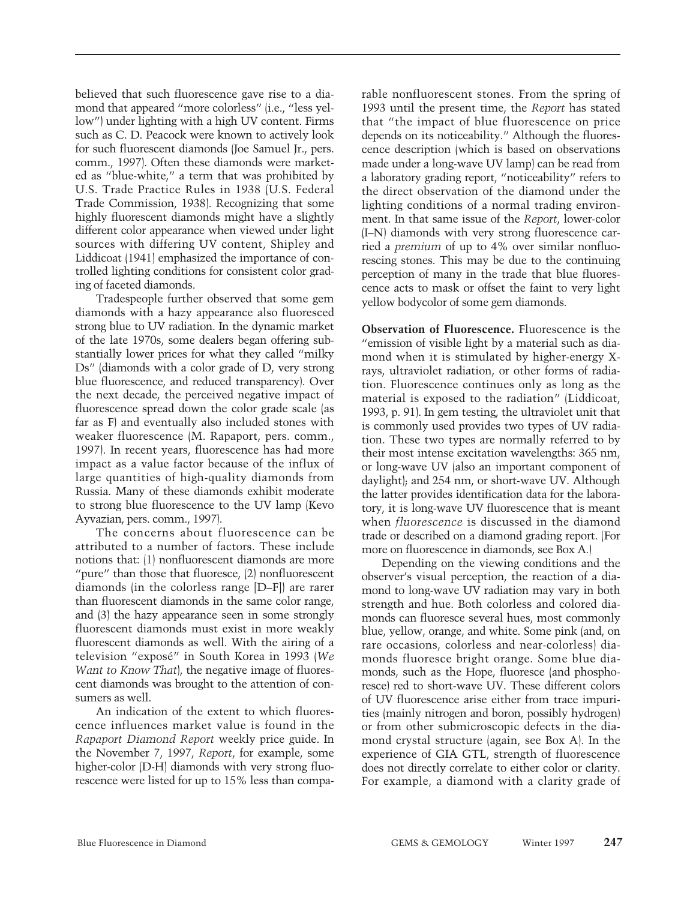believed that such fluorescence gave rise to a diamond that appeared "more colorless" (i.e., "less yellow") under lighting with a high UV content. Firms such as C. D. Peacock were known to actively look for such fluorescent diamonds (Joe Samuel Jr., pers. comm., 1997). Often these diamonds were marketed as "blue-white," a term that was prohibited by U.S. Trade Practice Rules in 1938 (U.S. Federal Trade Commission, 1938). Recognizing that some highly fluorescent diamonds might have a slightly different color appearance when viewed under light sources with differing UV content, Shipley and Liddicoat (1941) emphasized the importance of controlled lighting conditions for consistent color grading of faceted diamonds.

Tradespeople further observed that some gem diamonds with a hazy appearance also fluoresced strong blue to UV radiation. In the dynamic market of the late 1970s, some dealers began offering substantially lower prices for what they called "milky Ds" (diamonds with a color grade of D, very strong blue fluorescence, and reduced transparency). Over the next decade, the perceived negative impact of fluorescence spread down the color grade scale (as far as F) and eventually also included stones with weaker fluorescence (M. Rapaport, pers. comm., 1997). In recent years, fluorescence has had more impact as a value factor because of the influx of large quantities of high-quality diamonds from Russia. Many of these diamonds exhibit moderate to strong blue fluorescence to the UV lamp (Kevo Ayvazian, pers. comm., 1997).

The concerns about fluorescence can be attributed to a number of factors. These include notions that: (1) nonfluorescent diamonds are more "pure" than those that fluoresce, (2) nonfluorescent diamonds (in the colorless range [D–F]) are rarer than fluorescent diamonds in the same color range, and (3) the hazy appearance seen in some strongly fluorescent diamonds must exist in more weakly fluorescent diamonds as well. With the airing of a television "exposé" in South Korea in 1993 (*We Want to Know That*), the negative image of fluorescent diamonds was brought to the attention of consumers as well.

An indication of the extent to which fluorescence influences market value is found in the *Rapaport Diamond Report* weekly price guide. In the November 7, 1997, *Report*, for example, some higher-color (D-H) diamonds with very strong fluorescence were listed for up to 15% less than comparable nonfluorescent stones. From the spring of 1993 until the present time, the *Report* has stated that "the impact of blue fluorescence on price depends on its noticeability." Although the fluorescence description (which is based on observations made under a long-wave UV lamp) can be read from a laboratory grading report, "noticeability" refers to the direct observation of the diamond under the lighting conditions of a normal trading environment. In that same issue of the *Report*, lower-color (I–N) diamonds with very strong fluorescence carried a *premium* of up to 4% over similar nonfluorescing stones. This may be due to the continuing perception of many in the trade that blue fluorescence acts to mask or offset the faint to very light yellow bodycolor of some gem diamonds.

**Observation of Fluorescence.** Fluorescence is the "emission of visible light by a material such as diamond when it is stimulated by higher-energy X-rays, ultraviolet radiation, or other forms of radiation. Fluorescence continues only as long as the material is exposed to the radiation" (Liddicoat, 1993, p. 91). In gem testing, the ultraviolet unit that is commonly used provides two types of UV radiation. These two types are normally referred to by their most intense excitation wavelengths: 365 nm, or long-wave UV (also an important component of daylight); and 254 nm, or short-wave UV. Although the latter provides identification data for the laboratory, it is long-wave UV fluorescence that is meant when *fluorescence* is discussed in the diamond trade or described on a diamond grading report. (For more on fluorescence in diamonds, see Box A.)

Depending on the viewing conditions and the observer's visual perception, the reaction of a diamond to long-wave UV radiation may vary in both strength and hue. Both colorless and colored diamonds can fluoresce several hues, most commonly blue, yellow, orange, and white. Some pink (and, on rare occasions, colorless and near-colorless) diamonds fluoresce bright orange. Some blue diamonds, such as the Hope, fluoresce (and phosphoresce) red to short-wave UV. These different colors of UV fluorescence arise either from trace impurities (mainly nitrogen and boron, possibly hydrogen) or from other submicroscopic defects in the diamond crystal structure (again, see Box A). In the experience of GIA GTL, strength of fluorescence does not directly correlate to either color or clarity. For example, a diamond with a clarity grade of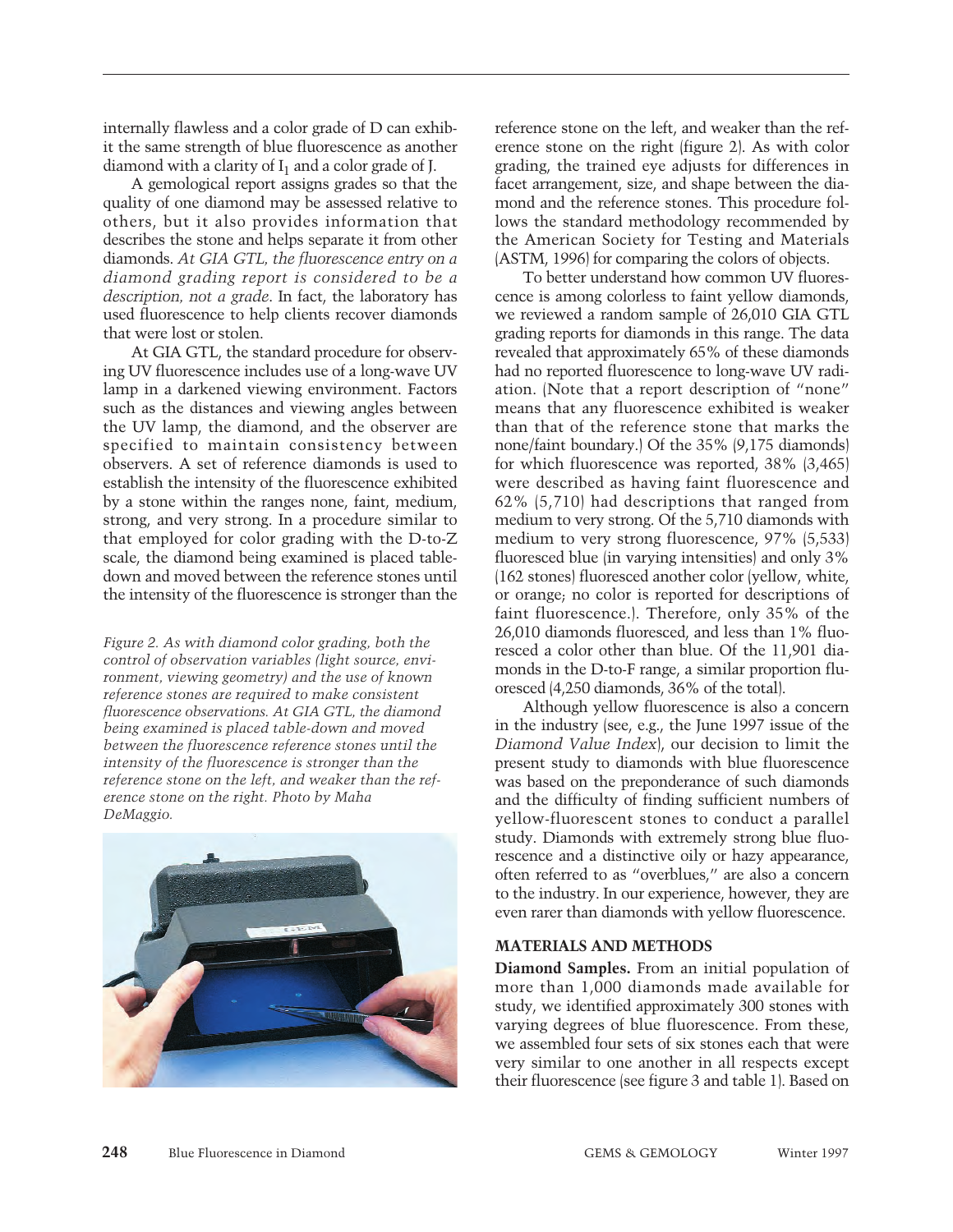internally flawless and a color grade of D can exhibit the same strength of blue fluorescence as another diamond with a clarity of $I_1$ and a color grade of J.

A gemological report assigns grades so that the quality of one diamond may be assessed relative to others, but it also provides information that describes the stone and helps separate it from other diamonds. *At GIA GTL, the fluorescence entry on a diamond grading report is considered to be a description, not a grade.* In fact, the laboratory has used fluorescence to help clients recover diamonds that were lost or stolen.

At GIA GTL, the standard procedure for observing UV fluorescence includes use of a long-wave UV lamp in a darkened viewing environment. Factors such as the distances and viewing angles between the UV lamp, the diamond, and the observer are specified to maintain consistency between observers. A set of reference diamonds is used to establish the intensity of the fluorescence exhibited by a stone within the ranges none, faint, medium, strong, and very strong. In a procedure similar to that employed for color grading with the D-to-Z scale, the diamond being examined is placed table-down and moved between the reference stones until the intensity of the fluorescence is stronger than the reference stone on the left, and weaker than the reference stone on the right (figure 2). As with color grading, the trained eye adjusts for differences in facet arrangement, size, and shape between the diamond and the reference stones. This procedure follows the standard methodology recommended by the American Society for Testing and Materials (ASTM, 1996) for comparing the colors of objects.

*Figure 2. As with diamond color grading, both the control of observation variables (light source, environment, viewing geometry) and the use of known reference stones are required to make consistent fluorescence observations. At GIA GTL, the diamond being examined is placed table-down and moved between the fluorescence reference stones until the intensity of the fluorescence is stronger than the reference stone on the left, and weaker than the reference stone on the right. Photo by Maha DeMaggio.*

To better understand how common UV fluorescence is among colorless to faint yellow diamonds, we reviewed a random sample of 26,010 GIA GTL grading reports for diamonds in this range. The data revealed that approximately 65% of these diamonds had no reported fluorescence to long-wave UV radiation. (Note that a report description of "none" means that any fluorescence exhibited is weaker than that of the reference stone that marks the none/faint boundary.) Of the 35% (9,175 diamonds) for which fluorescence was reported, 38% (3,465) were described as having faint fluorescence and 62% (5,710) had descriptions that ranged from medium to very strong. Of the 5,710 diamonds with medium to very strong fluorescence, 97% (5,533) fluoresced blue (in varying intensities) and only 3% (162 stones) fluoresced another color (yellow, white, or orange; no color is reported for descriptions of faint fluorescence.). Therefore, only 35% of the 26,010 diamonds fluoresced, and less than 1% fluoresced a color other than blue. Of the 11,901 diamonds in the D-to-F range, a similar proportion fluoresced (4,250 diamonds, 36% of the total).

Although yellow fluorescence is also a concern in the industry (see, e.g., the June 1997 issue of the *Diamond Value Index*), our decision to limit the present study to diamonds with blue fluorescence was based on the preponderance of such diamonds and the difficulty of finding sufficient numbers of yellow-fluorescent stones to conduct a parallel study. Diamonds with extremely strong blue fluorescence and a distinctive oily or hazy appearance, often referred to as "overblues," are also a concern to the industry. In our experience, however, they are even rarer than diamonds with yellow fluorescence.

## MATERIALS AND METHODS

**Diamond Samples.** From an initial population of more than 1,000 diamonds made available for study, we identified approximately 300 stones with varying degrees of blue fluorescence. From these, we assembled four sets of six stones each that were very similar to one another in all respects except their fluorescence (see figure 3 and table 1). Based on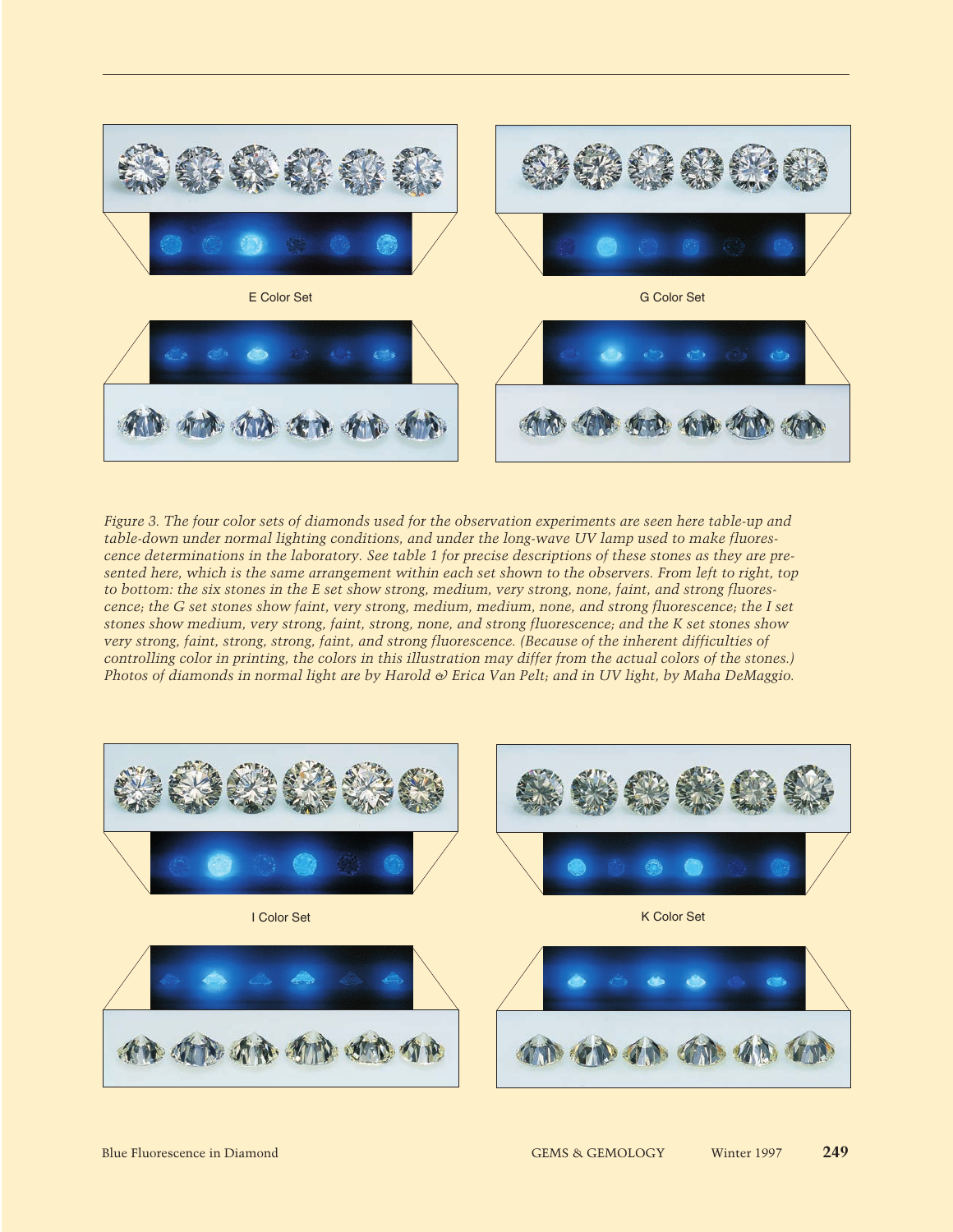E Color Set

G Color Set

*Figure 3. The four color sets of diamonds used for the observation experiments are seen here table-up and table-down under normal lighting conditions, and under the long-wave UV lamp used to make fluorescence determinations in the laboratory. See table 1 for precise descriptions of these stones as they are presented here, which is the same arrangement within each set shown to the observers. From left to right, top to bottom: the six stones in the E set show strong, medium, very strong, none, faint, and strong fluorescence; the G set stones show faint, very strong, medium, medium, none, and strong fluorescence; the I set stones show medium, very strong, faint, strong, none, and strong fluorescence; and the K set stones show very strong, faint, strong, strong, faint, and strong fluorescence. (Because of the inherent difficulties of controlling color in printing, the colors in this illustration may differ from the actual colors of the stones.) Photos of diamonds in normal light are by Harold & Erica Van Pelt; and in UV light, by Maha DeMaggio.*

I Color Set

K Color Set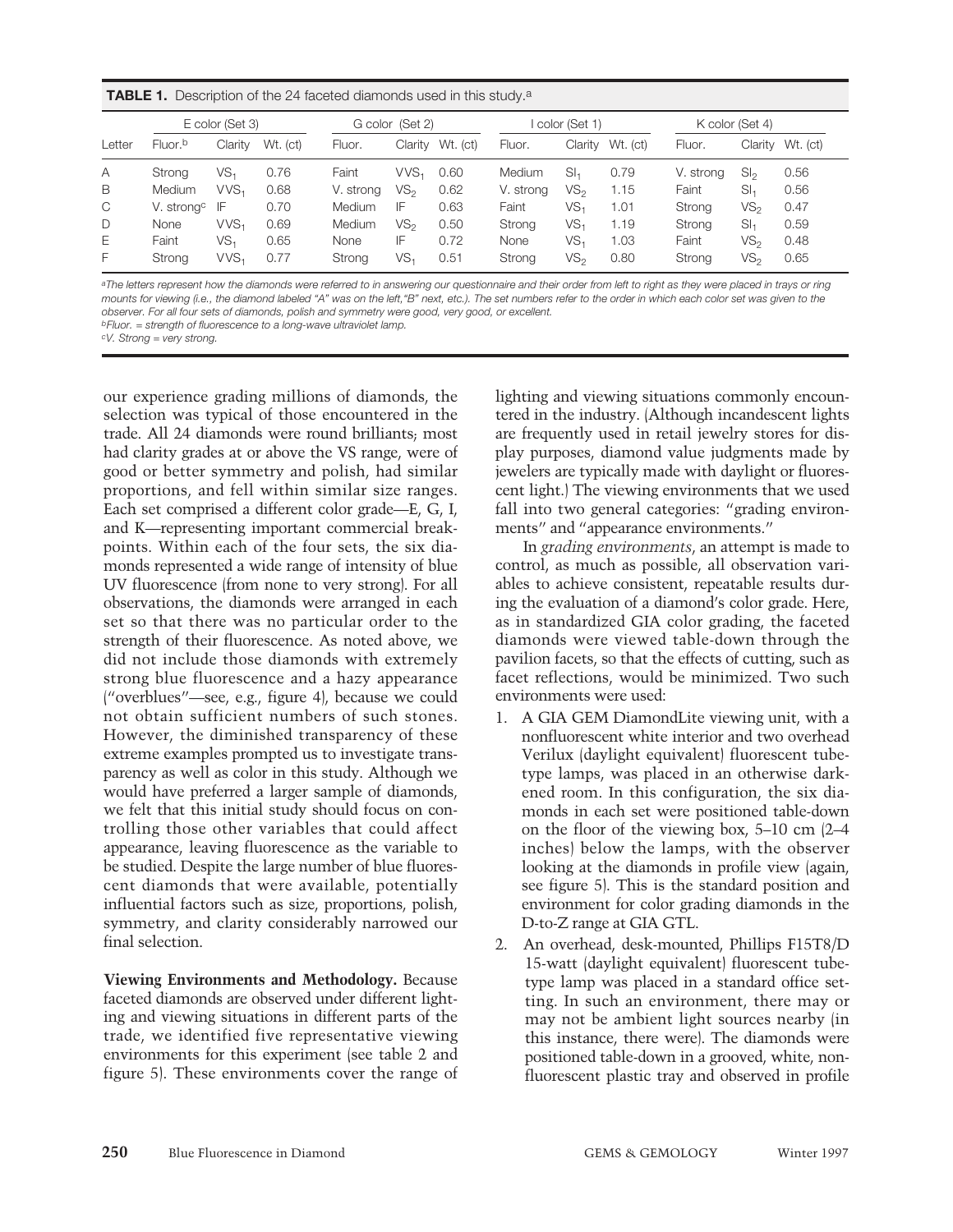**TABLE 1.** Description of the 24 faceted diamonds used in this study.[a]

| Letter | E color (Set 3) | | | G color (Set 2) | | | I color (Set 1) | | | K color (Set 4) | | |
|---|---|---|---|---|---|---|---|---|---|---|---|---|
| | Fluor.[b] | Clarity | Wt. (ct) | Fluor. | Clarity | Wt. (ct) | Fluor. | Clarity | Wt. (ct) | Fluor. | Clarity | Wt. (ct) |
| A | Strong | $VS_1$ | 0.76 | Faint | $VVS_1$ | 0.60 | Medium | $SI_1$ | 0.79 | V. strong | $SI_2$ | 0.56 |
| B | Medium | $VVS_1$ | 0.68 | V. strong | $VS_2$ | 0.62 | V. strong | $VS_2$ | 1.15 | Faint | $SI_1$ | 0.56 |
| C | V. strong[c] | IF | 0.70 | Medium | IF | 0.63 | Faint | $VS_1$ | 1.01 | Strong | $VS_2$ | 0.47 |
| D | None | $VVS_1$ | 0.69 | Medium | $VS_2$ | 0.50 | Strong | $VS_1$ | 1.19 | Strong | $SI_1$ | 0.59 |
| E | Faint | $VS_1$ | 0.65 | None | IF | 0.72 | None | $VS_1$ | 1.03 | Faint | $VS_2$ | 0.48 |
| F | Strong | $VVS_1$ | 0.77 | Strong | $VS_1$ | 0.51 | Strong | $VS_2$ | 0.80 | Strong | $VS_2$ | 0.65 |

[a]The letters represent how the diamonds were referred to in answering our questionnaire and their order from left to right as they were placed in trays or ring mounts for viewing (i.e., the diamond labeled "A" was on the left,"B" next, etc.). The set numbers refer to the order in which each color set was given to the observer. For all four sets of diamonds, polish and symmetry were good, very good, or excellent.
[b]Fluor. = strength of fluorescence to a long-wave ultraviolet lamp.
[c]V. Strong = very strong.

our experience grading millions of diamonds, the selection was typical of those encountered in the trade. All 24 diamonds were round brilliants; most had clarity grades at or above the VS range, were of good or better symmetry and polish, had similar proportions, and fell within similar size ranges. Each set comprised a different color grade—E, G, I, and K—representing important commercial breakpoints. Within each of the four sets, the six diamonds represented a wide range of intensity of blue UV fluorescence (from none to very strong). For all observations, the diamonds were arranged in each set so that there was no particular order to the strength of their fluorescence. As noted above, we did not include those diamonds with extremely strong blue fluorescence and a hazy appearance ("overblues"—see, e.g., figure 4), because we could not obtain sufficient numbers of such stones. However, the diminished transparency of these extreme examples prompted us to investigate transparency as well as color in this study. Although we would have preferred a larger sample of diamonds, we felt that this initial study should focus on controlling those other variables that could affect appearance, leaving fluorescence as the variable to be studied. Despite the large number of blue fluorescent diamonds that were available, potentially influential factors such as size, proportions, polish, symmetry, and clarity considerably narrowed our final selection.

**Viewing Environments and Methodology.** Because faceted diamonds are observed under different lighting and viewing situations in different parts of the trade, we identified five representative viewing environments for this experiment (see table 2 and figure 5). These environments cover the range of lighting and viewing situations commonly encountered in the industry. (Although incandescent lights are frequently used in retail jewelry stores for display purposes, diamond value judgments made by jewelers are typically made with daylight or fluorescent light.) The viewing environments that we used fall into two general categories: "grading environments" and "appearance environments."

In *grading environments*, an attempt is made to control, as much as possible, all observation variables to achieve consistent, repeatable results during the evaluation of a diamond's color grade. Here, as in standardized GIA color grading, the faceted diamonds were viewed table-down through the pavilion facets, so that the effects of cutting, such as facet reflections, would be minimized. Two such environments were used:

1. A GIA GEM DiamondLite viewing unit, with a nonfluorescent white interior and two overhead Verilux (daylight equivalent) fluorescent tube-type lamps, was placed in an otherwise darkened room. In this configuration, the six diamonds in each set were positioned table-down on the floor of the viewing box, 5–10 cm (2–4 inches) below the lamps, with the observer looking at the diamonds in profile view (again, see figure 5). This is the standard position and environment for color grading diamonds in the D-to-Z range at GIA GTL.
2. An overhead, desk-mounted, Phillips F15T8/D 15-watt (daylight equivalent) fluorescent tube-type lamp was placed in a standard office setting. In such an environment, there may or may not be ambient light sources nearby (in this instance, there were). The diamonds were positioned table-down in a grooved, white, nonfluorescent plastic tray and observed in profile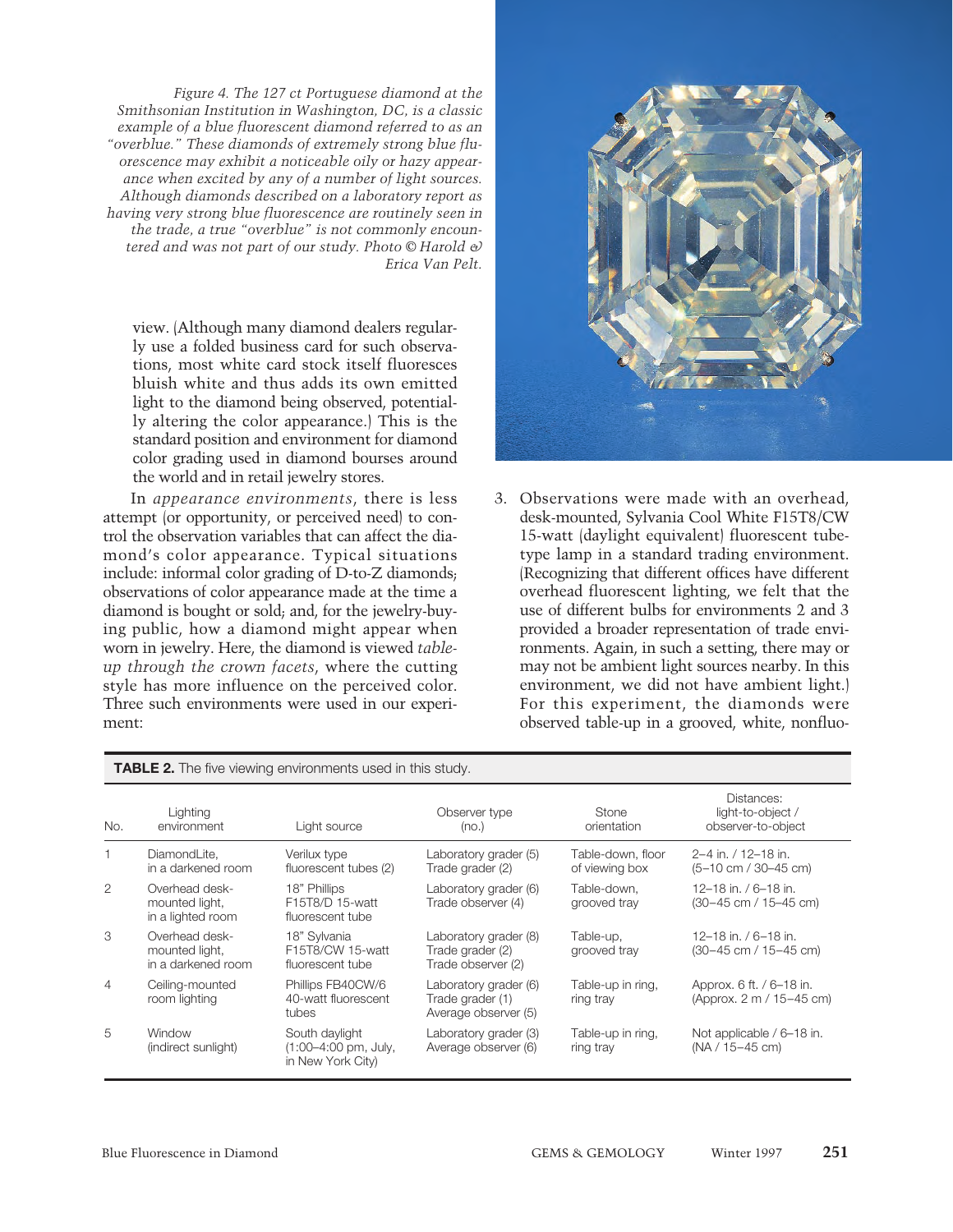*Figure 4. The 127 ct Portuguese diamond at the Smithsonian Institution in Washington, DC, is a classic example of a blue fluorescent diamond referred to as an "overblue." These diamonds of extremely strong blue fluorescence may exhibit a noticeable oily or hazy appearance when excited by any of a number of light sources. Although diamonds described on a laboratory report as having very strong blue fluorescence are routinely seen in the trade, a true "overblue" is not commonly encountered and was not part of our study. Photo © Harold & Erica Van Pelt.*

view. (Although many diamond dealers regularly use a folded business card for such observations, most white card stock itself fluoresces bluish white and thus adds its own emitted light to the diamond being observed, potentially altering the color appearance.) This is the standard position and environment for diamond color grading used in diamond bourses around the world and in retail jewelry stores.

In *appearance environments*, there is less attempt (or opportunity, or perceived need) to control the observation variables that can affect the diamond's color appearance. Typical situations include: informal color grading of D-to-Z diamonds; observations of color appearance made at the time a diamond is bought or sold; and, for the jewelry-buying public, how a diamond might appear when worn in jewelry. Here, the diamond is viewed *table-up through the crown facets*, where the cutting style has more influence on the perceived color. Three such environments were used in our experiment:

3. Observations were made with an overhead, desk-mounted, Sylvania Cool White F15T8/CW 15-watt (daylight equivalent) fluorescent tube-type lamp in a standard trading environment. (Recognizing that different offices have different overhead fluorescent lighting, we felt that the use of different bulbs for environments 2 and 3 provided a broader representation of trade environments. Again, in such a setting, there may or may not be ambient light sources nearby. In this environment, we did not have ambient light.) For this experiment, the diamonds were observed table-up in a grooved, white, nonfluo-

**TABLE 2.** The five viewing environments used in this study.

| No. | Lighting environment | Light source | Observer type (no.) | Stone orientation | Distances: light-to-object / observer-to-object |
|---|---|---|---|---|---|
| 1 | DiamondLite, in a darkened room | Verilux type fluorescent tubes (2) | Laboratory grader (5)<br>Trade grader (2) | Table-down, floor of viewing box | 2–4 in. / 12–18 in.<br>(5–10 cm / 30–45 cm) |
| 2 | Overhead desk-mounted light, in a lighted room | 18" Phillips F15T8/D 15-watt fluorescent tube | Laboratory grader (6)<br>Trade observer (4) | Table-down, grooved tray | 12–18 in. / 6–18 in.<br>(30–45 cm / 15–45 cm) |
| 3 | Overhead desk-mounted light, in a darkened room | 18" Sylvania F15T8/CW 15-watt fluorescent tube | Laboratory grader (8)<br>Trade grader (2)<br>Trade observer (2) | Table-up, grooved tray | 12–18 in. / 6–18 in.<br>(30–45 cm / 15–45 cm) |
| 4 | Ceiling-mounted room lighting | Phillips FB40CW/6 40-watt fluorescent tubes | Laboratory grader (6)<br>Trade grader (1)<br>Average observer (5) | Table-up in ring, ring tray | Approx. 6 ft. / 6–18 in.<br>(Approx. 2 m / 15–45 cm) |
| 5 | Window (indirect sunlight) | South daylight (1:00–4:00 pm, July, in New York City) | Laboratory grader (3)<br>Average observer (6) | Table-up in ring, ring tray | Not applicable / 6–18 in.<br>(NA / 15–45 cm) |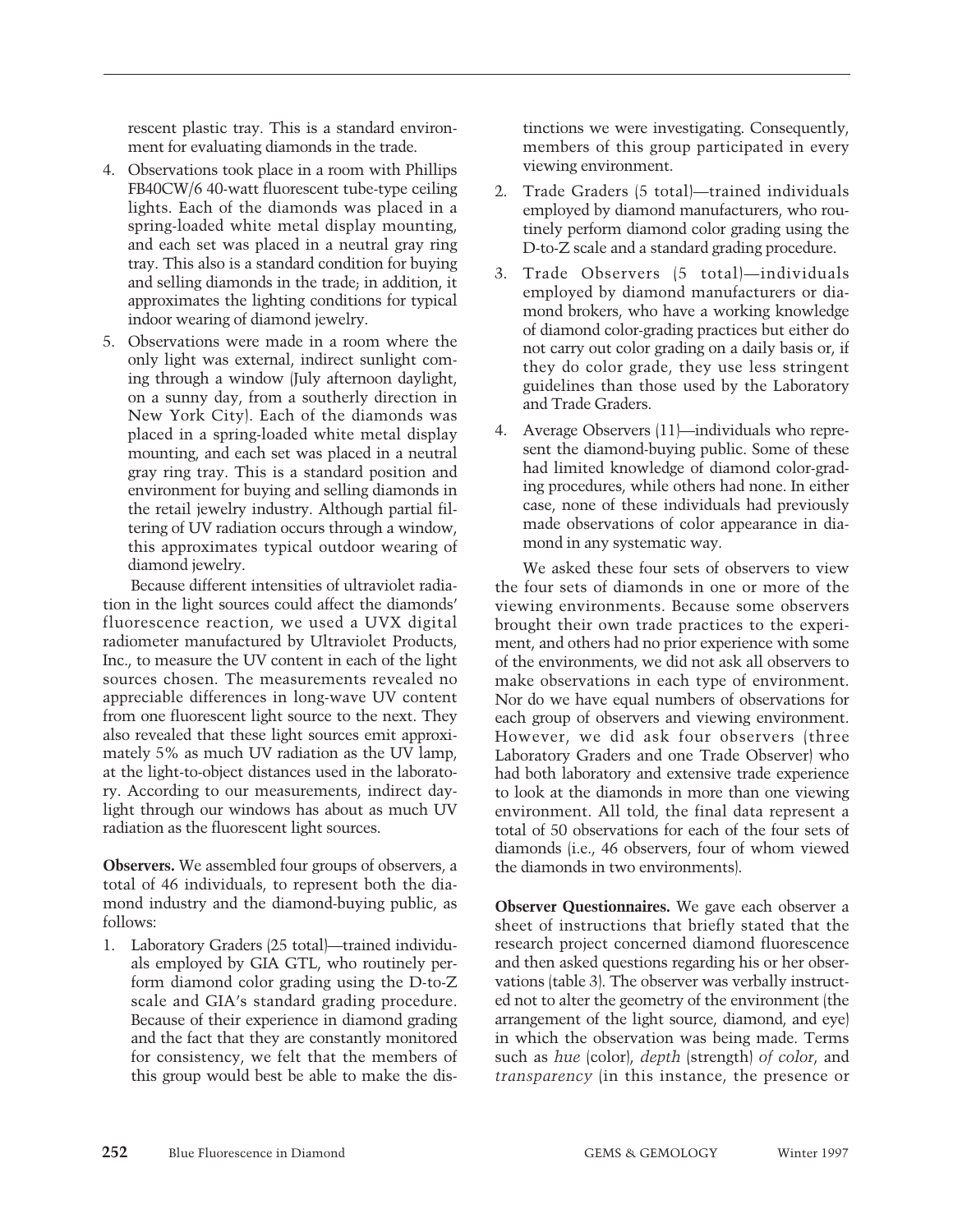rescent plastic tray. This is a standard environment for evaluating diamonds in the trade.

4. Observations took place in a room with Phillips FB40CW/6 40-watt fluorescent tube-type ceiling lights. Each of the diamonds was placed in a spring-loaded white metal display mounting, and each set was placed in a neutral gray ring tray. This also is a standard condition for buying and selling diamonds in the trade; in addition, it approximates the lighting conditions for typical indoor wearing of diamond jewelry.
5. Observations were made in a room where the only light was external, indirect sunlight coming through a window (July afternoon daylight, on a sunny day, from a southerly direction in New York City). Each of the diamonds was placed in a spring-loaded white metal display mounting, and each set was placed in a neutral gray ring tray. This is a standard position and environment for buying and selling diamonds in the retail jewelry industry. Although partial filtering of UV radiation occurs through a window, this approximates typical outdoor wearing of diamond jewelry.

Because different intensities of ultraviolet radiation in the light sources could affect the diamonds' fluorescence reaction, we used a UVX digital radiometer manufactured by Ultraviolet Products, Inc., to measure the UV content in each of the light sources chosen. The measurements revealed no appreciable differences in long-wave UV content from one fluorescent light source to the next. They also revealed that these light sources emit approximately 5% as much UV radiation as the UV lamp, at the light-to-object distances used in the laboratory. According to our measurements, indirect daylight through our windows has about as much UV radiation as the fluorescent light sources.

**Observers.** We assembled four groups of observers, a total of 46 individuals, to represent both the diamond industry and the diamond-buying public, as follows:

1. Laboratory Graders (25 total)—trained individuals employed by GIA GTL, who routinely perform diamond color grading using the D-to-Z scale and GIA's standard grading procedure. Because of their experience in diamond grading and the fact that they are constantly monitored for consistency, we felt that the members of this group would best be able to make the distinctions we were investigating. Consequently, members of this group participated in every viewing environment.
2. Trade Graders (5 total)—trained individuals employed by diamond manufacturers, who routinely perform diamond color grading using the D-to-Z scale and a standard grading procedure.
3. Trade Observers (5 total)—individuals employed by diamond manufacturers or diamond brokers, who have a working knowledge of diamond color-grading practices but either do not carry out color grading on a daily basis or, if they do color grade, they use less stringent guidelines than those used by the Laboratory and Trade Graders.
4. Average Observers (11)—individuals who represent the diamond-buying public. Some of these had limited knowledge of diamond color-grading procedures, while others had none. In either case, none of these individuals had previously made observations of color appearance in diamond in any systematic way.

We asked these four sets of observers to view the four sets of diamonds in one or more of the viewing environments. Because some observers brought their own trade practices to the experiment, and others had no prior experience with some of the environments, we did not ask all observers to make observations in each type of environment. Nor do we have equal numbers of observations for each group of observers and viewing environment. However, we did ask four observers (three Laboratory Graders and one Trade Observer) who had both laboratory and extensive trade experience to look at the diamonds in more than one viewing environment. All told, the final data represent a total of 50 observations for each of the four sets of diamonds (i.e., 46 observers, four of whom viewed the diamonds in two environments).

**Observer Questionnaires.** We gave each observer a sheet of instructions that briefly stated that the research project concerned diamond fluorescence and then asked questions regarding his or her observations (table 3). The observer was verbally instructed not to alter the geometry of the environment (the arrangement of the light source, diamond, and eye) in which the observation was being made. Terms such as *hue* (color), *depth* (strength) *of color*, and *transparency* (in this instance, the presence or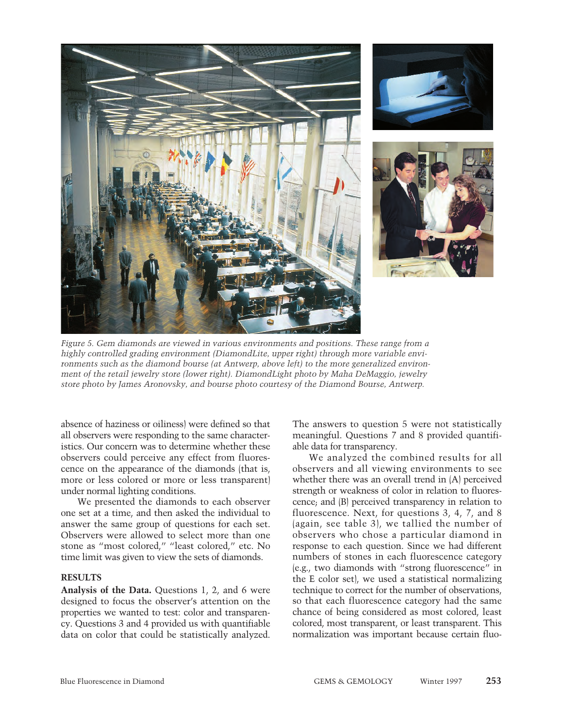*Figure 5. Gem diamonds are viewed in various environments and positions. These range from a highly controlled grading environment (DiamondLite, upper right) through more variable environments such as the diamond bourse (at Antwerp, above left) to the more generalized environment of the retail jewelry store (lower right). DiamondLight photo by Maha DeMaggio, jewelry store photo by James Aronovsky, and bourse photo courtesy of the Diamond Bourse, Antwerp.*

absence of haziness or oiliness) were defined so that all observers were responding to the same characteristics. Our concern was to determine whether these observers could perceive any effect from fluorescence on the appearance of the diamonds (that is, more or less colored or more or less transparent) under normal lighting conditions.

We presented the diamonds to each observer one set at a time, and then asked the individual to answer the same group of questions for each set. Observers were allowed to select more than one stone as "most colored," "least colored," etc. No time limit was given to view the sets of diamonds.

## RESULTS

**Analysis of the Data.** Questions 1, 2, and 6 were designed to focus the observer's attention on the properties we wanted to test: color and transparency. Questions 3 and 4 provided us with quantifiable data on color that could be statistically analyzed. The answers to question 5 were not statistically meaningful. Questions 7 and 8 provided quantifiable data for transparency.

We analyzed the combined results for all observers and all viewing environments to see whether there was an overall trend in (A) perceived strength or weakness of color in relation to fluorescence; and (B) perceived transparency in relation to fluorescence. Next, for questions 3, 4, 7, and 8 (again, see table 3), we tallied the number of observers who chose a particular diamond in response to each question. Since we had different numbers of stones in each fluorescence category (e.g., two diamonds with "strong fluorescence" in the E color set), we used a statistical normalizing technique to correct for the number of observations, so that each fluorescence category had the same chance of being considered as most colored, least colored, most transparent, or least transparent. This normalization was important because certain fluo-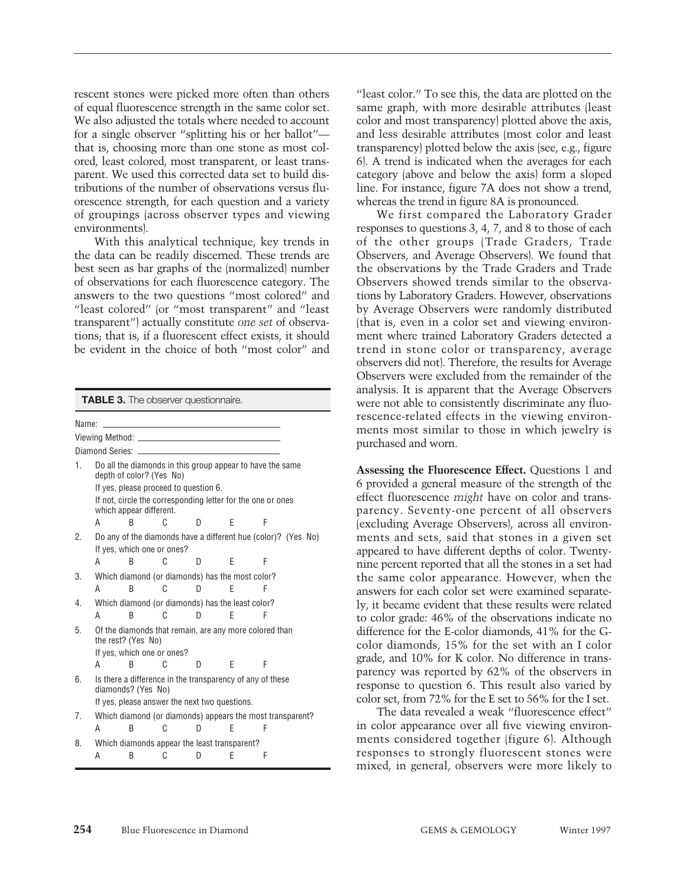rescent stones were picked more often than others of equal fluorescence strength in the same color set. We also adjusted the totals where needed to account for a single observer "splitting his or her ballot"—that is, choosing more than one stone as most colored, least colored, most transparent, or least transparent. We used this corrected data set to build distributions of the number of observations versus fluorescence strength, for each question and a variety of groupings (across observer types and viewing environments).

With this analytical technique, key trends in the data can be readily discerned. These trends are best seen as bar graphs of the (normalized) number of observations for each fluorescence category. The answers to the two questions "most colored" and "least colored" (or "most transparent" and "least transparent") actually constitute *one set* of observations; that is, if a fluorescent effect exists, it should be evident in the choice of both "most color" and "least color." To see this, the data are plotted on the same graph, with more desirable attributes (least color and most transparency) plotted above the axis, and less desirable attributes (most color and least transparency) plotted below the axis (see, e.g., figure 6). A trend is indicated when the averages for each category (above and below the axis) form a sloped line. For instance, figure 7A does not show a trend, whereas the trend in figure 8A is pronounced.

**TABLE 3.** The observer questionnaire.

Name: ______________________

Viewing Method: ______________________

Diamond Series: ______________________

1. Do all the diamonds in this group appear to have the same depth of color? (Yes No)
   If yes, please proceed to question 6.
   If not, circle the corresponding letter for the one or ones which appear different.
   A B C D E F
2. Do any of the diamonds have a different hue (color)? (Yes No)
   If yes, which one or ones?
   A B C D E F
3. Which diamond (or diamonds) has the most color?
   A B C D E F
4. Which diamond (or diamonds) has the least color?
   A B C D E F
5. Of the diamonds that remain, are any more colored than the rest? (Yes No)
   If yes, which one or ones?
   A B C D E F
6. Is there a difference in the transparency of any of these diamonds? (Yes No)
   If yes, please answer the next two questions.
7. Which diamond (or diamonds) appears the most transparent?
   A B C D E F
8. Which diamonds appear the least transparent?
   A B C D E F

We first compared the Laboratory Grader responses to questions 3, 4, 7, and 8 to those of each of the other groups (Trade Graders, Trade Observers, and Average Observers). We found that the observations by the Trade Graders and Trade Observers showed trends similar to the observations by Laboratory Graders. However, observations by Average Observers were randomly distributed (that is, even in a color set and viewing environment where trained Laboratory Graders detected a trend in stone color or transparency, average observers did not). Therefore, the results for Average Observers were excluded from the remainder of the analysis. It is apparent that the Average Observers were not able to consistently discriminate any fluorescence-related effects in the viewing environments most similar to those in which jewelry is purchased and worn.

**Assessing the Fluorescence Effect.** Questions 1 and 6 provided a general measure of the strength of the effect fluorescence *might* have on color and transparency. Seventy-one percent of all observers (excluding Average Observers), across all environments and sets, said that stones in a given set appeared to have different depths of color. Twenty-nine percent reported that all the stones in a set had the same color appearance. However, when the answers for each color set were examined separately, it became evident that these results were related to color grade: 46% of the observations indicate no difference for the E-color diamonds, 41% for the G-color diamonds, 15% for the set with an I color grade, and 10% for K color. No difference in transparency was reported by 62% of the observers in response to question 6. This result also varied by color set, from 72% for the E set to 56% for the I set.

The data revealed a weak "fluorescence effect" in color appearance over all five viewing environments considered together (figure 6). Although responses to strongly fluorescent stones were mixed, in general, observers were more likely to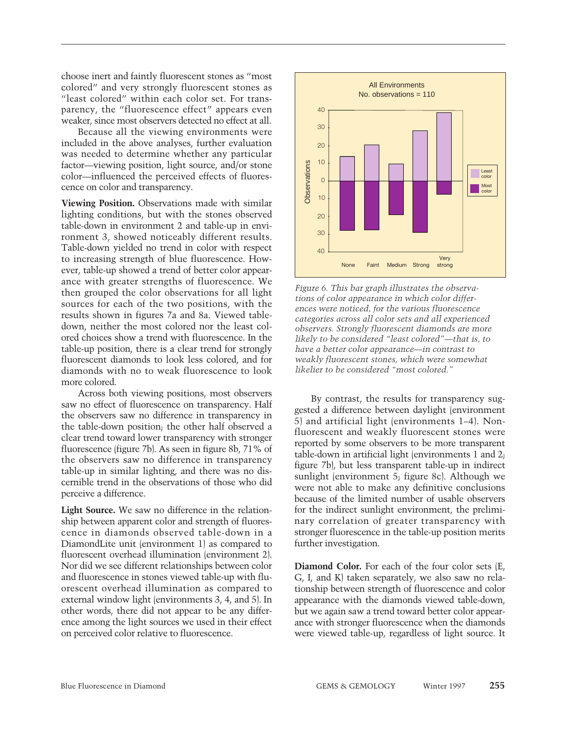choose inert and faintly fluorescent stones as "most colored" and very strongly fluorescent stones as "least colored" within each color set. For transparency, the "fluorescence effect" appears even weaker, since most observers detected no effect at all.

Because all the viewing environments were included in the above analyses, further evaluation was needed to determine whether any particular factor—viewing position, light source, and/or stone color—influenced the perceived effects of fluorescence on color and transparency.

**Viewing Position.** Observations made with similar lighting conditions, but with the stones observed table-down in environment 2 and table-up in environment 3, showed noticeably different results. Table-down yielded no trend in color with respect to increasing strength of blue fluorescence. However, table-up showed a trend of better color appearance with greater strengths of fluorescence. We then grouped the color observations for all light sources for each of the two positions, with the results shown in figures 7a and 8a. Viewed table-down, neither the most colored nor the least colored choices show a trend with fluorescence. In the table-up position, there is a clear trend for strongly fluorescent diamonds to look less colored, and for diamonds with no to weak fluorescence to look more colored.

Across both viewing positions, most observers saw no effect of fluorescence on transparency. Half the observers saw no difference in transparency in the table-down position; the other half observed a clear trend toward lower transparency with stronger fluorescence (figure 7b). As seen in figure 8b, 71% of the observers saw no difference in transparency table-up in similar lighting, and there was no discernible trend in the observations of those who did perceive a difference.

**Light Source.** We saw no difference in the relationship between apparent color and strength of fluorescence in diamonds observed table-down in a DiamondLite unit (environment 1) as compared to fluorescent overhead illumination (environment 2). Nor did we see different relationships between color and fluorescence in stones viewed table-up with fluorescent overhead illumination as compared to external window light (environments 3, 4, and 5). In other words, there did not appear to be any difference among the light sources we used in their effect on perceived color relative to fluorescence.

*Figure 6. This bar graph illustrates the observations of color appearance in which color differences were noticed, for the various fluorescence categories across all color sets and all experienced observers. Strongly fluorescent diamonds are more likely to be considered "least colored"—that is, to have a better color appearance—in contrast to weakly fluorescent stones, which were somewhat likelier to be considered "most colored."*

By contrast, the results for transparency suggested a difference between daylight (environment 5) and artificial light (environments 1–4). Nonfluorescent and weakly fluorescent stones were reported by some observers to be more transparent table-down in artificial light (environments 1 and 2; figure 7b), but less transparent table-up in indirect sunlight (environment 5; figure 8c). Although we were not able to make any definitive conclusions because of the limited number of usable observers for the indirect sunlight environment, the preliminary correlation of greater transparency with stronger fluorescence in the table-up position merits further investigation.

**Diamond Color.** For each of the four color sets (E, G, I, and K) taken separately, we also saw no relationship between strength of fluorescence and color appearance with the diamonds viewed table-down, but we again saw a trend toward better color appearance with stronger fluorescence when the diamonds were viewed table-up, regardless of light source. It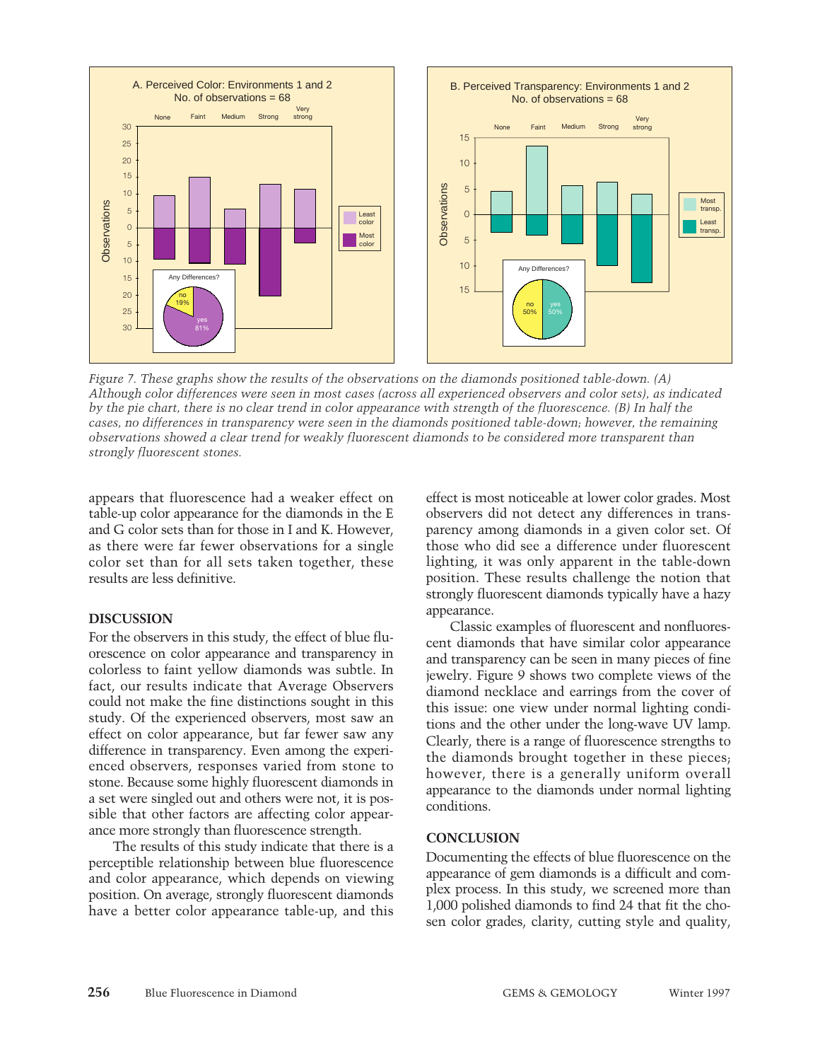Figure 7. These graphs show the results of the observations on the diamonds positioned table-down. (A) Although color differences were seen in most cases (across all experienced observers and color sets), as indicated by the pie chart, there is no clear trend in color appearance with strength of the fluorescence. (B) In half the cases, no differences in transparency were seen in the diamonds positioned table-down; however, the remaining observations showed a clear trend for weakly fluorescent diamonds to be considered more transparent than strongly fluorescent stones.

appears that fluorescence had a weaker effect on table-up color appearance for the diamonds in the E and G color sets than for those in I and K. However, as there were far fewer observations for a single color set than for all sets taken together, these results are less definitive.

## DISCUSSION

For the observers in this study, the effect of blue fluorescence on color appearance and transparency in colorless to faint yellow diamonds was subtle. In fact, our results indicate that Average Observers could not make the fine distinctions sought in this study. Of the experienced observers, most saw an effect on color appearance, but far fewer saw any difference in transparency. Even among the experienced observers, responses varied from stone to stone. Because some highly fluorescent diamonds in a set were singled out and others were not, it is possible that other factors are affecting color appearance more strongly than fluorescence strength.

The results of this study indicate that there is a perceptible relationship between blue fluorescence and color appearance, which depends on viewing position. On average, strongly fluorescent diamonds have a better color appearance table-up, and this effect is most noticeable at lower color grades. Most observers did not detect any differences in transparency among diamonds in a given color set. Of those who did see a difference under fluorescent lighting, it was only apparent in the table-down position. These results challenge the notion that strongly fluorescent diamonds typically have a hazy appearance.

Classic examples of fluorescent and nonfluorescent diamonds that have similar color appearance and transparency can be seen in many pieces of fine jewelry. Figure 9 shows two complete views of the diamond necklace and earrings from the cover of this issue: one view under normal lighting conditions and the other under the long-wave UV lamp. Clearly, there is a range of fluorescence strengths to the diamonds brought together in these pieces; however, there is a generally uniform overall appearance to the diamonds under normal lighting conditions.

## CONCLUSION

Documenting the effects of blue fluorescence on the appearance of gem diamonds is a difficult and complex process. In this study, we screened more than 1,000 polished diamonds to find 24 that fit the chosen color grades, clarity, cutting style and quality,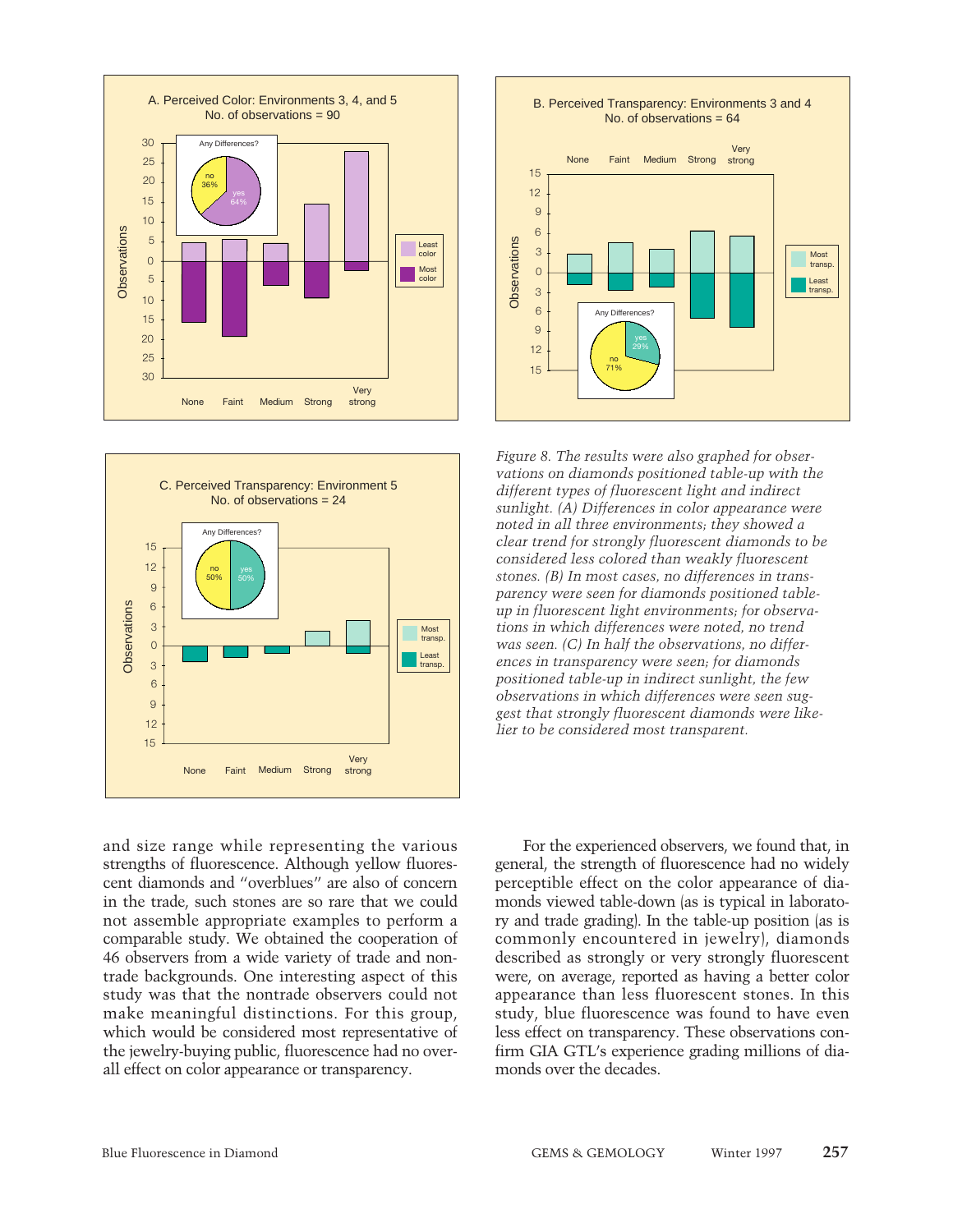*Figure 8. The results were also graphed for observations on diamonds positioned table-up with the different types of fluorescent light and indirect sunlight. (A) Differences in color appearance were noted in all three environments; they showed a clear trend for strongly fluorescent diamonds to be considered less colored than weakly fluorescent stones. (B) In most cases, no differences in transparency were seen for diamonds positioned table-up in fluorescent light environments; for observations in which differences were noted, no trend was seen. (C) In half the observations, no differences in transparency were seen; for diamonds positioned table-up in indirect sunlight, the few observations in which differences were seen suggest that strongly fluorescent diamonds were likelier to be considered most transparent.*

and size range while representing the various strengths of fluorescence. Although yellow fluorescent diamonds and "overblues" are also of concern in the trade, such stones are so rare that we could not assemble appropriate examples to perform a comparable study. We obtained the cooperation of 46 observers from a wide variety of trade and nontrade backgrounds. One interesting aspect of this study was that the nontrade observers could not make meaningful distinctions. For this group, which would be considered most representative of the jewelry-buying public, fluorescence had no overall effect on color appearance or transparency.

For the experienced observers, we found that, in general, the strength of fluorescence had no widely perceptible effect on the color appearance of diamonds viewed table-down (as is typical in laboratory and trade grading). In the table-up position (as is commonly encountered in jewelry), diamonds described as strongly or very strongly fluorescent were, on average, reported as having a better color appearance than less fluorescent stones. In this study, blue fluorescence was found to have even less effect on transparency. These observations confirm GIA GTL's experience grading millions of diamonds over the decades.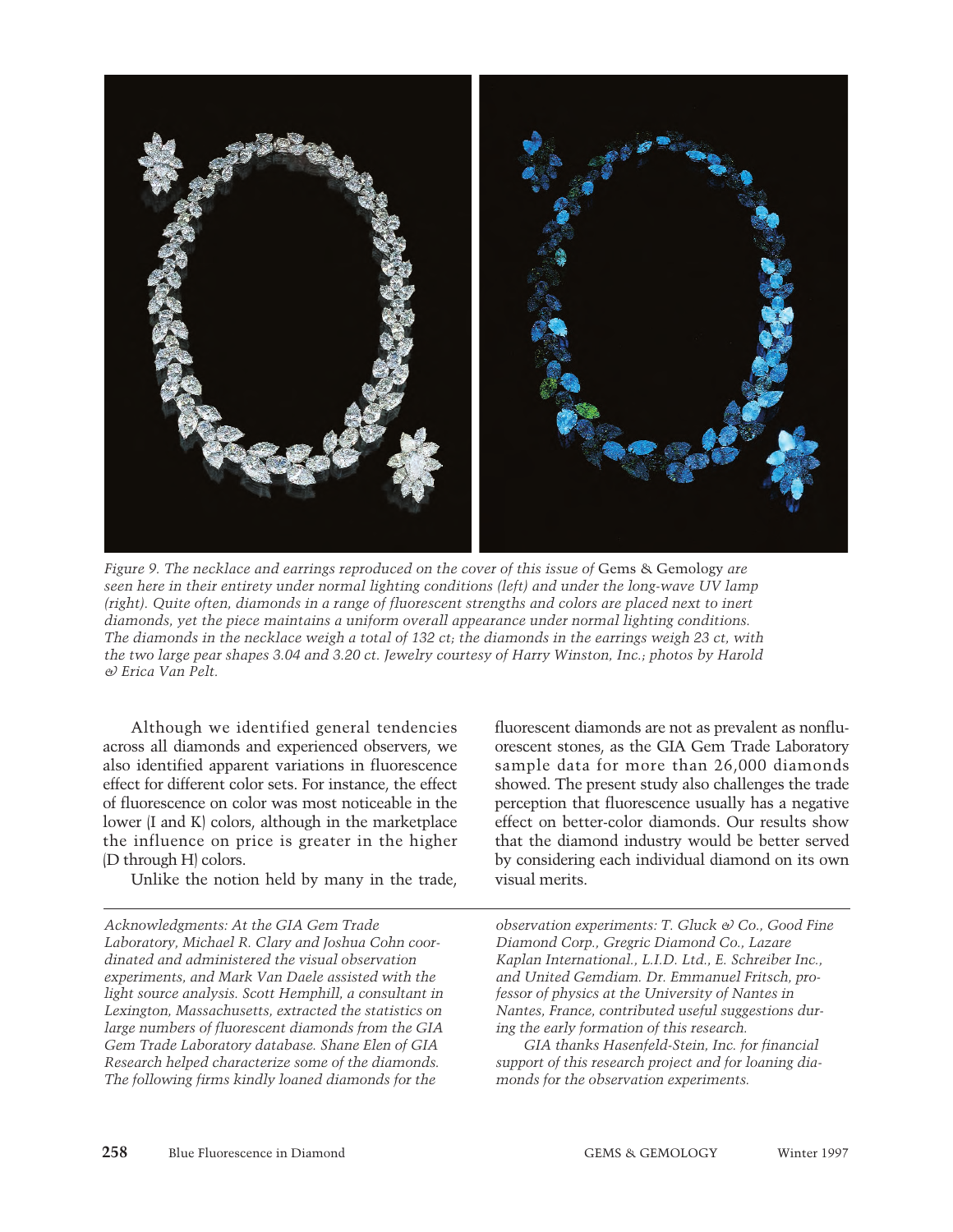*Figure 9. The necklace and earrings reproduced on the cover of this issue of* Gems & Gemology *are seen here in their entirety under normal lighting conditions (left) and under the long-wave UV lamp (right). Quite often, diamonds in a range of fluorescent strengths and colors are placed next to inert diamonds, yet the piece maintains a uniform overall appearance under normal lighting conditions. The diamonds in the necklace weigh a total of 132 ct; the diamonds in the earrings weigh 23 ct, with the two large pear shapes 3.04 and 3.20 ct. Jewelry courtesy of Harry Winston, Inc.; photos by Harold & Erica Van Pelt.*

Although we identified general tendencies across all diamonds and experienced observers, we also identified apparent variations in fluorescence effect for different color sets. For instance, the effect of fluorescence on color was most noticeable in the lower (I and K) colors, although in the marketplace the influence on price is greater in the higher (D through H) colors.

Unlike the notion held by many in the trade, fluorescent diamonds are not as prevalent as nonfluorescent stones, as the GIA Gem Trade Laboratory sample data for more than 26,000 diamonds showed. The present study also challenges the trade perception that fluorescence usually has a negative effect on better-color diamonds. Our results show that the diamond industry would be better served by considering each individual diamond on its own visual merits.

---

*Acknowledgments: At the GIA Gem Trade Laboratory, Michael R. Clary and Joshua Cohn coordinated and administered the visual observation experiments, and Mark Van Daele assisted with the light source analysis. Scott Hemphill, a consultant in Lexington, Massachusetts, extracted the statistics on large numbers of fluorescent diamonds from the GIA Gem Trade Laboratory database. Shane Elen of GIA Research helped characterize some of the diamonds. The following firms kindly loaned diamonds for the observation experiments: T. Gluck & Co., Good Fine Diamond Corp., Gregric Diamond Co., Lazare Kaplan International., L.I.D. Ltd., E. Schreiber Inc., and United Gemdiam. Dr. Emmanuel Fritsch, professor of physics at the University of Nantes in Nantes, France, contributed useful suggestions during the early formation of this research.*

*GIA thanks Hasenfeld-Stein, Inc. for financial support of this research project and for loaning diamonds for the observation experiments.*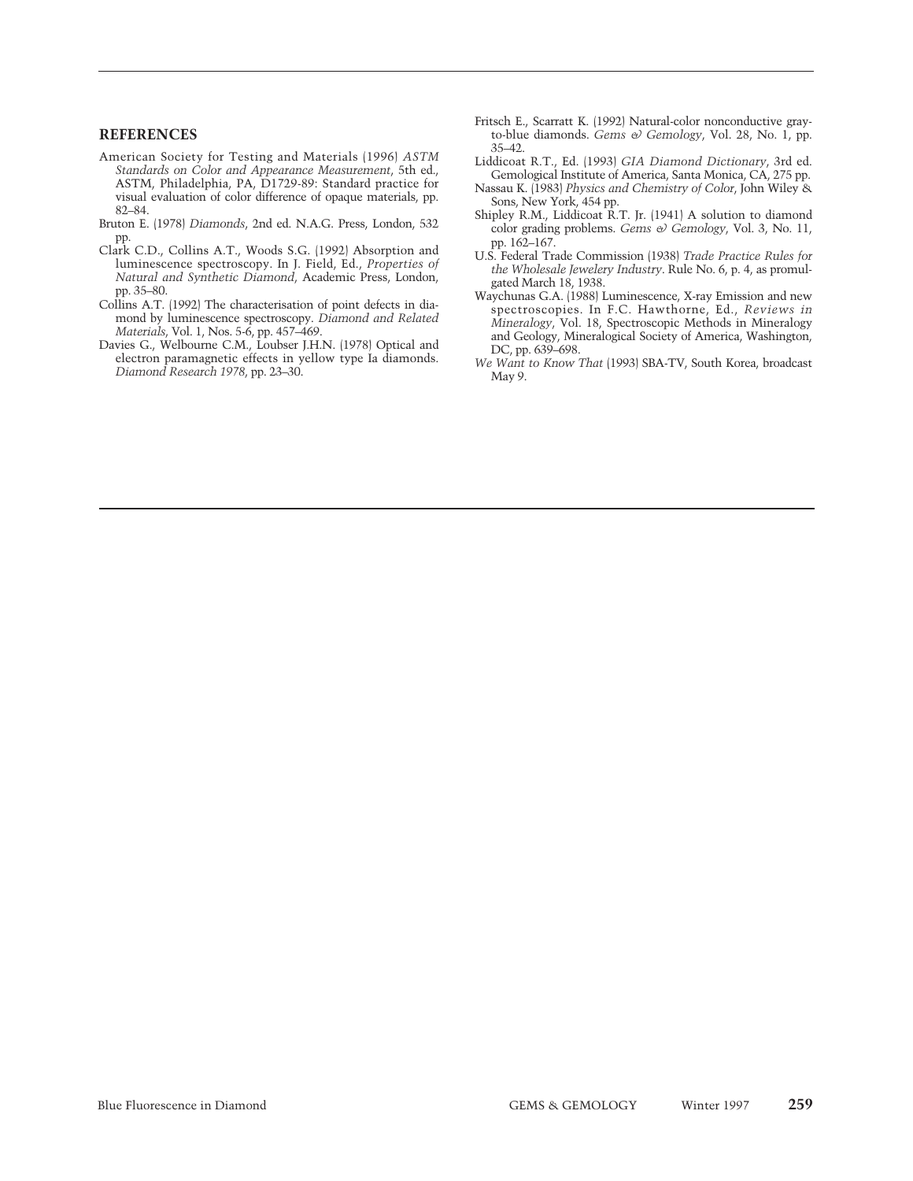## REFERENCES

American Society for Testing and Materials (1996) *ASTM Standards on Color and Appearance Measurement*, 5th ed., ASTM, Philadelphia, PA, D1729-89: Standard practice for visual evaluation of color difference of opaque materials, pp. 82–84.

Bruton E. (1978) *Diamonds*, 2nd ed. N.A.G. Press, London, 532 pp.

Clark C.D., Collins A.T., Woods S.G. (1992) Absorption and luminescence spectroscopy. In J. Field, Ed., *Properties of Natural and Synthetic Diamond*, Academic Press, London, pp. 35–80.

Collins A.T. (1992) The characterisation of point defects in diamond by luminescence spectroscopy. *Diamond and Related Materials*, Vol. 1, Nos. 5-6, pp. 457–469.

Davies G., Welbourne C.M., Loubser J.H.N. (1978) Optical and electron paramagnetic effects in yellow type Ia diamonds. *Diamond Research 1978*, pp. 23–30.

Fritsch E., Scarratt K. (1992) Natural-color nonconductive gray-to-blue diamonds. *Gems & Gemology*, Vol. 28, No. 1, pp. 35–42.

Liddicoat R.T., Ed. (1993) *GIA Diamond Dictionary*, 3rd ed. Gemological Institute of America, Santa Monica, CA, 275 pp.

Nassau K. (1983) *Physics and Chemistry of Color*, John Wiley & Sons, New York, 454 pp.

Shipley R.M., Liddicoat R.T. Jr. (1941) A solution to diamond color grading problems. *Gems & Gemology*, Vol. 3, No. 11, pp. 162–167.

U.S. Federal Trade Commission (1938) *Trade Practice Rules for the Wholesale Jewelery Industry*. Rule No. 6, p. 4, as promulgated March 18, 1938.

Waychunas G.A. (1988) Luminescence, X-ray Emission and new spectroscopies. In F.C. Hawthorne, Ed., *Reviews in Mineralogy*, Vol. 18, Spectroscopic Methods in Mineralogy and Geology, Mineralogical Society of America, Washington, DC, pp. 639–698.

*We Want to Know That* (1993) SBA-TV, South Korea, broadcast May 9.